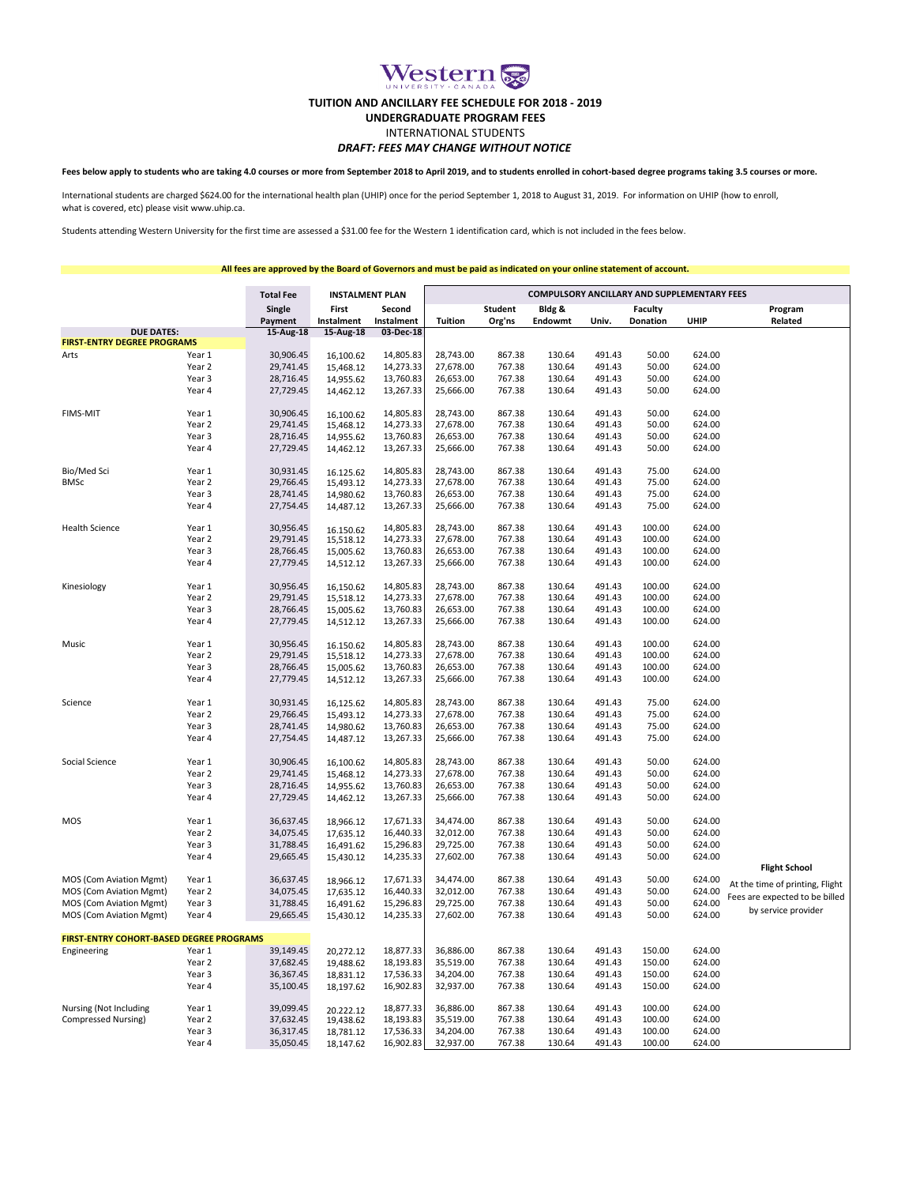# Western University · Canada

## TUITION AND ANCILLARY FEE SCHEDULE FOR 2018 - 2019

## UNDERGRADUATE PROGRAM FEES

INTERNATIONAL STUDENTS

***DRAFT: FEES MAY CHANGE WITHOUT NOTICE***

**Fees below apply to students who are taking 4.0 courses or more from September 2018 to April 2019, and to students enrolled in cohort-based degree programs taking 3.5 courses or more.**

International students are charged $624.00 for the international health plan (UHIP) once for the period September 1, 2018 to August 31, 2019. For information on UHIP (how to enroll, what is covered, etc) please visit www.uhip.ca.

Students attending Western University for the first time are assessed a $31.00 fee for the Western 1 identification card, which is not included in the fees below.

**All fees are approved by the Board of Governors and must be paid as indicated on your online statement of account.**

| | | Total Fee | INSTALMENT PLAN | | COMPULSORY ANCILLARY AND SUPPLEMENTARY FEES | | | | | | |
|---|---|---|---|---|---|---|---|---|---|---|---|
| | | Single Payment | First Instalment | Second Instalment | Tuition | Student Org'ns | Bldg & Endowmt | Univ. | Faculty Donation | UHIP | Program Related |
| **DUE DATES:** | | 15-Aug-18 | 15-Aug-18 | 03-Dec-18 | | | | | | | |
| **FIRST-ENTRY DEGREE PROGRAMS** | | | | | | | | | | | |
| Arts | Year 1 | 30,906.45 | 16,100.62 | 14,805.83 | 28,743.00 | 867.38 | 130.64 | 491.43 | 50.00 | 624.00 | |
| | Year 2 | 29,741.45 | 15,468.12 | 14,273.33 | 27,678.00 | 767.38 | 130.64 | 491.43 | 50.00 | 624.00 | |
| | Year 3 | 28,716.45 | 14,955.62 | 13,760.83 | 26,653.00 | 767.38 | 130.64 | 491.43 | 50.00 | 624.00 | |
| | Year 4 | 27,729.45 | 14,462.12 | 13,267.33 | 25,666.00 | 767.38 | 130.64 | 491.43 | 50.00 | 624.00 | |
| FIMS-MIT | Year 1 | 30,906.45 | 16,100.62 | 14,805.83 | 28,743.00 | 867.38 | 130.64 | 491.43 | 50.00 | 624.00 | |
| | Year 2 | 29,741.45 | 15,468.12 | 14,273.33 | 27,678.00 | 767.38 | 130.64 | 491.43 | 50.00 | 624.00 | |
| | Year 3 | 28,716.45 | 14,955.62 | 13,760.83 | 26,653.00 | 767.38 | 130.64 | 491.43 | 50.00 | 624.00 | |
| | Year 4 | 27,729.45 | 14,462.12 | 13,267.33 | 25,666.00 | 767.38 | 130.64 | 491.43 | 50.00 | 624.00 | |
| Bio/Med Sci BMSc | Year 1 | 30,931.45 | 16,125.62 | 14,805.83 | 28,743.00 | 867.38 | 130.64 | 491.43 | 75.00 | 624.00 | |
| | Year 2 | 29,766.45 | 15,493.12 | 14,273.33 | 27,678.00 | 767.38 | 130.64 | 491.43 | 75.00 | 624.00 | |
| | Year 3 | 28,741.45 | 14,980.62 | 13,760.83 | 26,653.00 | 767.38 | 130.64 | 491.43 | 75.00 | 624.00 | |
| | Year 4 | 27,754.45 | 14,487.12 | 13,267.33 | 25,666.00 | 767.38 | 130.64 | 491.43 | 75.00 | 624.00 | |
| Health Science | Year 1 | 30,956.45 | 16,150.62 | 14,805.83 | 28,743.00 | 867.38 | 130.64 | 491.43 | 100.00 | 624.00 | |
| | Year 2 | 29,791.45 | 15,518.12 | 14,273.33 | 27,678.00 | 767.38 | 130.64 | 491.43 | 100.00 | 624.00 | |
| | Year 3 | 28,766.45 | 15,005.62 | 13,760.83 | 26,653.00 | 767.38 | 130.64 | 491.43 | 100.00 | 624.00 | |
| | Year 4 | 27,779.45 | 14,512.12 | 13,267.33 | 25,666.00 | 767.38 | 130.64 | 491.43 | 100.00 | 624.00 | |
| Kinesiology | Year 1 | 30,956.45 | 16,150.62 | 14,805.83 | 28,743.00 | 867.38 | 130.64 | 491.43 | 100.00 | 624.00 | |
| | Year 2 | 29,791.45 | 15,518.12 | 14,273.33 | 27,678.00 | 767.38 | 130.64 | 491.43 | 100.00 | 624.00 | |
| | Year 3 | 28,766.45 | 15,005.62 | 13,760.83 | 26,653.00 | 767.38 | 130.64 | 491.43 | 100.00 | 624.00 | |
| | Year 4 | 27,779.45 | 14,512.12 | 13,267.33 | 25,666.00 | 767.38 | 130.64 | 491.43 | 100.00 | 624.00 | |
| Music | Year 1 | 30,956.45 | 16,150.62 | 14,805.83 | 28,743.00 | 867.38 | 130.64 | 491.43 | 100.00 | 624.00 | |
| | Year 2 | 29,791.45 | 15,518.12 | 14,273.33 | 27,678.00 | 767.38 | 130.64 | 491.43 | 100.00 | 624.00 | |
| | Year 3 | 28,766.45 | 15,005.62 | 13,760.83 | 26,653.00 | 767.38 | 130.64 | 491.43 | 100.00 | 624.00 | |
| | Year 4 | 27,779.45 | 14,512.12 | 13,267.33 | 25,666.00 | 767.38 | 130.64 | 491.43 | 100.00 | 624.00 | |
| Science | Year 1 | 30,931.45 | 16,125.62 | 14,805.83 | 28,743.00 | 867.38 | 130.64 | 491.43 | 75.00 | 624.00 | |
| | Year 2 | 29,766.45 | 15,493.12 | 14,273.33 | 27,678.00 | 767.38 | 130.64 | 491.43 | 75.00 | 624.00 | |
| | Year 3 | 28,741.45 | 14,980.62 | 13,760.83 | 26,653.00 | 767.38 | 130.64 | 491.43 | 75.00 | 624.00 | |
| | Year 4 | 27,754.45 | 14,487.12 | 13,267.33 | 25,666.00 | 767.38 | 130.64 | 491.43 | 75.00 | 624.00 | |
| Social Science | Year 1 | 30,906.45 | 16,100.62 | 14,805.83 | 28,743.00 | 867.38 | 130.64 | 491.43 | 50.00 | 624.00 | |
| | Year 2 | 29,741.45 | 15,468.12 | 14,273.33 | 27,678.00 | 767.38 | 130.64 | 491.43 | 50.00 | 624.00 | |
| | Year 3 | 28,716.45 | 14,955.62 | 13,760.83 | 26,653.00 | 767.38 | 130.64 | 491.43 | 50.00 | 624.00 | |
| | Year 4 | 27,729.45 | 14,462.12 | 13,267.33 | 25,666.00 | 767.38 | 130.64 | 491.43 | 50.00 | 624.00 | |
| MOS | Year 1 | 36,637.45 | 18,966.12 | 17,671.33 | 34,474.00 | 867.38 | 130.64 | 491.43 | 50.00 | 624.00 | |
| | Year 2 | 34,075.45 | 17,635.12 | 16,440.33 | 32,012.00 | 767.38 | 130.64 | 491.43 | 50.00 | 624.00 | |
| | Year 3 | 31,788.45 | 16,491.62 | 15,296.83 | 29,725.00 | 767.38 | 130.64 | 491.43 | 50.00 | 624.00 | |
| | Year 4 | 29,665.45 | 15,430.12 | 14,235.33 | 27,602.00 | 767.38 | 130.64 | 491.43 | 50.00 | 624.00 | **Flight School** |
| MOS (Com Aviation Mgmt) | Year 1 | 36,637.45 | 18,966.12 | 17,671.33 | 34,474.00 | 867.38 | 130.64 | 491.43 | 50.00 | 624.00 | At the time of printing, Flight Fees are expected to be billed by service provider |
| MOS (Com Aviation Mgmt) | Year 2 | 34,075.45 | 17,635.12 | 16,440.33 | 32,012.00 | 767.38 | 130.64 | 491.43 | 50.00 | 624.00 | |
| MOS (Com Aviation Mgmt) | Year 3 | 31,788.45 | 16,491.62 | 15,296.83 | 29,725.00 | 767.38 | 130.64 | 491.43 | 50.00 | 624.00 | |
| MOS (Com Aviation Mgmt) | Year 4 | 29,665.45 | 15,430.12 | 14,235.33 | 27,602.00 | 767.38 | 130.64 | 491.43 | 50.00 | 624.00 | |
| **FIRST-ENTRY COHORT-BASED DEGREE PROGRAMS** | | | | | | | | | | | |
| Engineering | Year 1 | 39,149.45 | 20,272.12 | 18,877.33 | 36,886.00 | 867.38 | 130.64 | 491.43 | 150.00 | 624.00 | |
| | Year 2 | 37,682.45 | 19,488.62 | 18,193.83 | 35,519.00 | 767.38 | 130.64 | 491.43 | 150.00 | 624.00 | |
| | Year 3 | 36,367.45 | 18,831.12 | 17,536.33 | 34,204.00 | 767.38 | 130.64 | 491.43 | 150.00 | 624.00 | |
| | Year 4 | 35,100.45 | 18,197.62 | 16,902.83 | 32,937.00 | 767.38 | 130.64 | 491.43 | 150.00 | 624.00 | |
| Nursing (Not Including Compressed Nursing) | Year 1 | 39,099.45 | 20,222.12 | 18,877.33 | 36,886.00 | 867.38 | 130.64 | 491.43 | 100.00 | 624.00 | |
| | Year 2 | 37,632.45 | 19,438.62 | 18,193.83 | 35,519.00 | 767.38 | 130.64 | 491.43 | 100.00 | 624.00 | |
| | Year 3 | 36,317.45 | 18,781.12 | 17,536.33 | 34,204.00 | 767.38 | 130.64 | 491.43 | 100.00 | 624.00 | |
| | Year 4 | 35,050.45 | 18,147.62 | 16,902.83 | 32,937.00 | 767.38 | 130.64 | 491.43 | 100.00 | 624.00 | |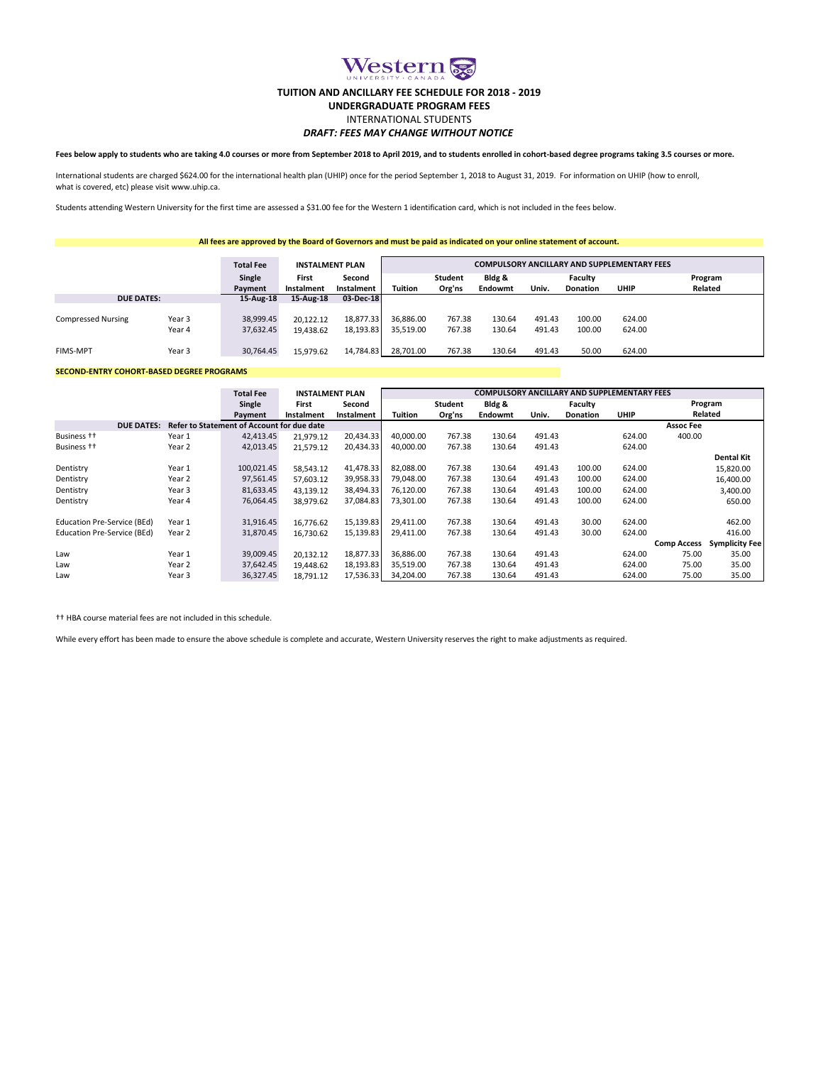# TUITION AND ANCILLARY FEE SCHEDULE FOR 2018 - 2019

## UNDERGRADUATE PROGRAM FEES

INTERNATIONAL STUDENTS

*DRAFT: FEES MAY CHANGE WITHOUT NOTICE*

**Fees below apply to students who are taking 4.0 courses or more from September 2018 to April 2019, and to students enrolled in cohort-based degree programs taking 3.5 courses or more.**

International students are charged $624.00 for the international health plan (UHIP) once for the period September 1, 2018 to August 31, 2019. For information on UHIP (how to enroll, what is covered, etc) please visit www.uhip.ca.

Students attending Western University for the first time are assessed a $31.00 fee for the Western 1 identification card, which is not included in the fees below.

**All fees are approved by the Board of Governors and must be paid as indicated on your online statement of account.**

| | | Total Fee | INSTALMENT PLAN | | COMPULSORY ANCILLARY AND SUPPLEMENTARY FEES | | | | | | |
|---|---|---|---|---|---|---|---|---|---|---|---|
| | | Single Payment | First Instalment | Second Instalment | Tuition | Student Org'ns | Bldg & Endowmt | Univ. | Faculty Donation | UHIP | Program Related |
| **DUE DATES:** | | 15-Aug-18 | 15-Aug-18 | 03-Dec-18 | | | | | | | |
| Compressed Nursing | Year 3 | 38,999.45 | 20,122.12 | 18,877.33 | 36,886.00 | 767.38 | 130.64 | 491.43 | 100.00 | 624.00 | |
| | Year 4 | 37,632.45 | 19,438.62 | 18,193.83 | 35,519.00 | 767.38 | 130.64 | 491.43 | 100.00 | 624.00 | |
| FIMS-MPT | Year 3 | 30,764.45 | 15,979.62 | 14,784.83 | 28,701.00 | 767.38 | 130.64 | 491.43 | 50.00 | 624.00 | |

**SECOND-ENTRY COHORT-BASED DEGREE PROGRAMS**

| | | Total Fee | INSTALMENT PLAN | | COMPULSORY ANCILLARY AND SUPPLEMENTARY FEES | | | | | | | |
|---|---|---|---|---|---|---|---|---|---|---|---|---|
| | | Single Payment | First Instalment | Second Instalment | Tuition | Student Org'ns | Bldg & Endowmt | Univ. | Faculty Donation | UHIP | Program Related | |
| **DUE DATES:** | Refer to Statement of Account for due date | | | | | | | | | | Assoc Fee | |
| Business †† | Year 1 | 42,413.45 | 21,979.12 | 20,434.33 | 40,000.00 | 767.38 | 130.64 | 491.43 | | 624.00 | 400.00 | |
| Business †† | Year 2 | 42,013.45 | 21,579.12 | 20,434.33 | 40,000.00 | 767.38 | 130.64 | 491.43 | | 624.00 | | |
| | | | | | | | | | | | | Dental Kit |
| Dentistry | Year 1 | 100,021.45 | 58,543.12 | 41,478.33 | 82,088.00 | 767.38 | 130.64 | 491.43 | 100.00 | 624.00 | | 15,820.00 |
| Dentistry | Year 2 | 97,561.45 | 57,603.12 | 39,958.33 | 79,048.00 | 767.38 | 130.64 | 491.43 | 100.00 | 624.00 | | 16,400.00 |
| Dentistry | Year 3 | 81,633.45 | 43,139.12 | 38,494.33 | 76,120.00 | 767.38 | 130.64 | 491.43 | 100.00 | 624.00 | | 3,400.00 |
| Dentistry | Year 4 | 76,064.45 | 38,979.62 | 37,084.83 | 73,301.00 | 767.38 | 130.64 | 491.43 | 100.00 | 624.00 | | 650.00 |
| Education Pre-Service (BEd) | Year 1 | 31,916.45 | 16,776.62 | 15,139.83 | 29,411.00 | 767.38 | 130.64 | 491.43 | 30.00 | 624.00 | | 462.00 |
| Education Pre-Service (BEd) | Year 2 | 31,870.45 | 16,730.62 | 15,139.83 | 29,411.00 | 767.38 | 130.64 | 491.43 | 30.00 | 624.00 | | 416.00 |
| | | | | | | | | | | | Comp Access | Symplicity Fee |
| Law | Year 1 | 39,009.45 | 20,132.12 | 18,877.33 | 36,886.00 | 767.38 | 130.64 | 491.43 | | 624.00 | 75.00 | 35.00 |
| Law | Year 2 | 37,642.45 | 19,448.62 | 18,193.83 | 35,519.00 | 767.38 | 130.64 | 491.43 | | 624.00 | 75.00 | 35.00 |
| Law | Year 3 | 36,327.45 | 18,791.12 | 17,536.33 | 34,204.00 | 767.38 | 130.64 | 491.43 | | 624.00 | 75.00 | 35.00 |

†† HBA course material fees are not included in this schedule.

While every effort has been made to ensure the above schedule is complete and accurate, Western University reserves the right to make adjustments as required.